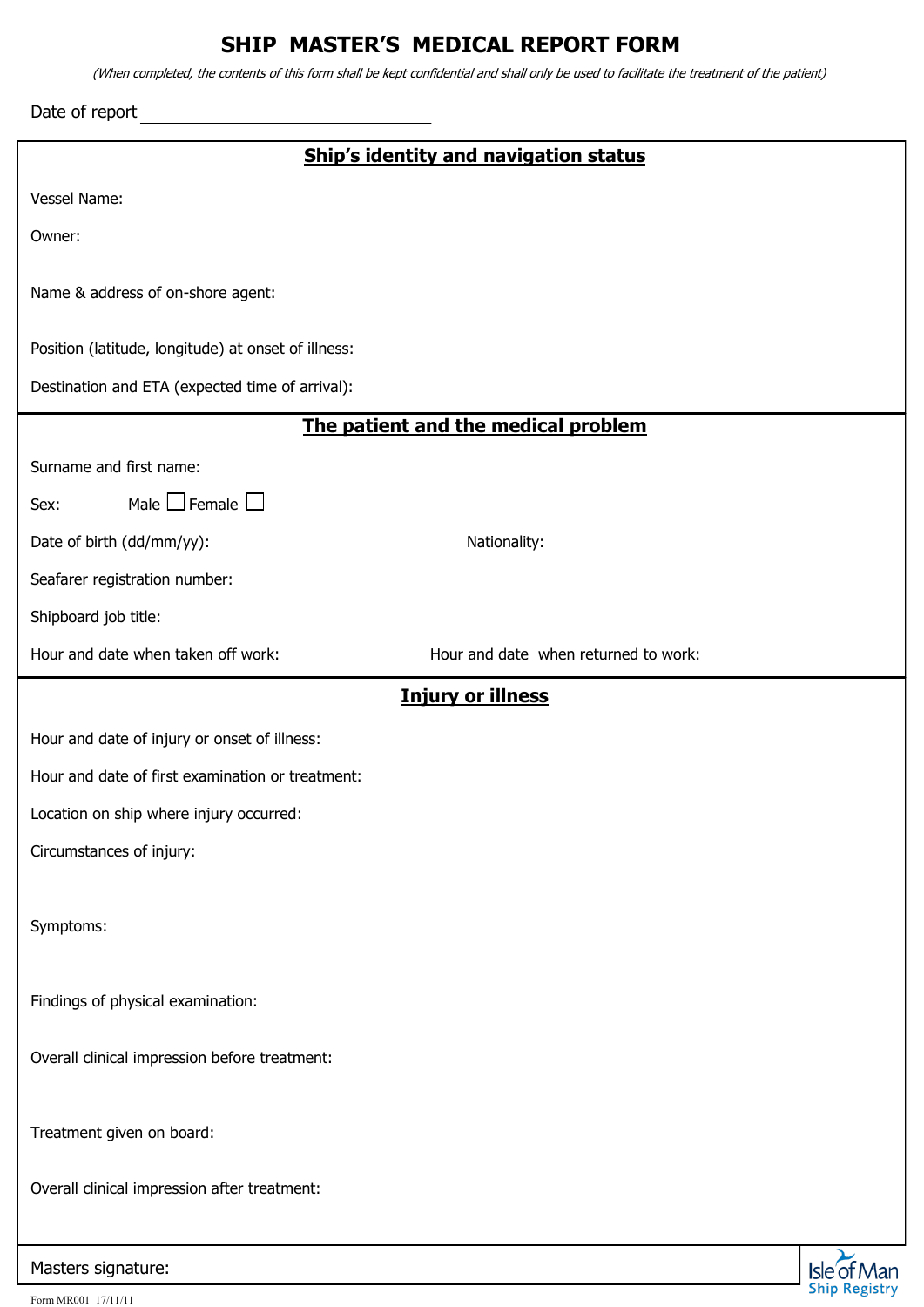# SHIP MASTER'S MEDICAL REPORT FORM

*(When completed, the contents of this form shall be kept confidential and shall only be used to facilitate the treatment of the patient)*

Date of report ______________________________

## Ship's identity and navigation status

Vessel Name:

Owner:

Name & address of on-shore agent:

Position (latitude, longitude) at onset of illness:

Destination and ETA (expected time of arrival):

## The patient and the medical problem

Surname and first name:

Sex: Male ☐ Female ☐

Date of birth (dd/mm/yy):

Nationality:

Seafarer registration number:

Shipboard job title:

Hour and date when taken off work:

Hour and date when returned to work:

## Injury or illness

Hour and date of injury or onset of illness:

Hour and date of first examination or treatment:

Location on ship where injury occurred:

Circumstances of injury:

Symptoms:

Findings of physical examination:

Overall clinical impression before treatment:

Treatment given on board:

Overall clinical impression after treatment:

Masters signature:

Isle of Man Ship Registry

Form MR001 17/11/11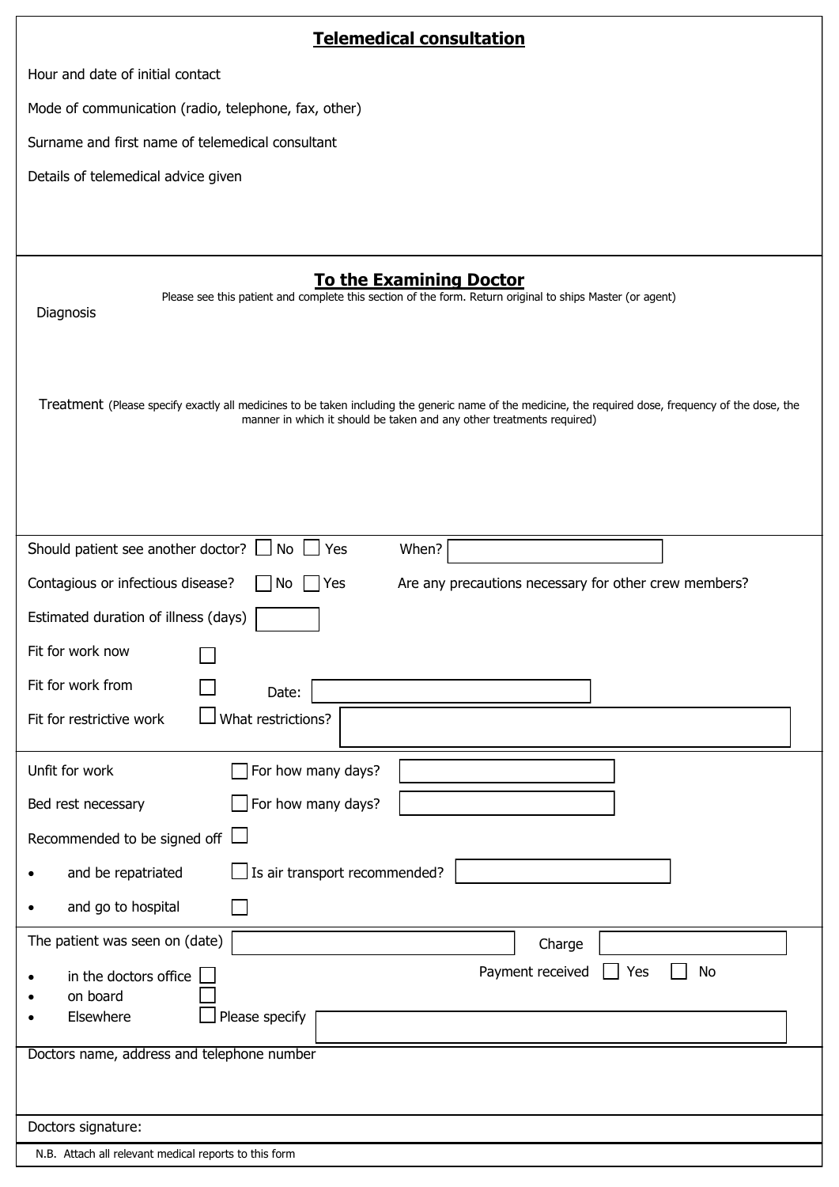## Telemedical consultation

Hour and date of initial contact

Mode of communication (radio, telephone, fax, other)

Surname and first name of telemedical consultant

Details of telemedical advice given

## To the Examining Doctor

Please see this patient and complete this section of the form. Return original to ships Master (or agent)

Diagnosis

Treatment (Please specify exactly all medicines to be taken including the generic name of the medicine, the required dose, frequency of the dose, the manner in which it should be taken and any other treatments required)

Should patient see another doctor? ☐ No ☐ Yes When?

Contagious or infectious disease? ☐ No ☐ Yes Are any precautions necessary for other crew members?

Estimated duration of illness (days)

Fit for work now ☐

Fit for work from ☐ Date:

Fit for restrictive work ☐ What restrictions?

Unfit for work ☐ For how many days?

Bed rest necessary ☐ For how many days?

Recommended to be signed off ☐

- and be repatriated ☐ Is air transport recommended?
- and go to hospital ☐

The patient was seen on (date) Charge

- in the doctors office ☐
- on board ☐
- Elsewhere ☐ Please specify

Payment received ☐ Yes ☐ No

Doctors name, address and telephone number

Doctors signature:

N.B. Attach all relevant medical reports to this form